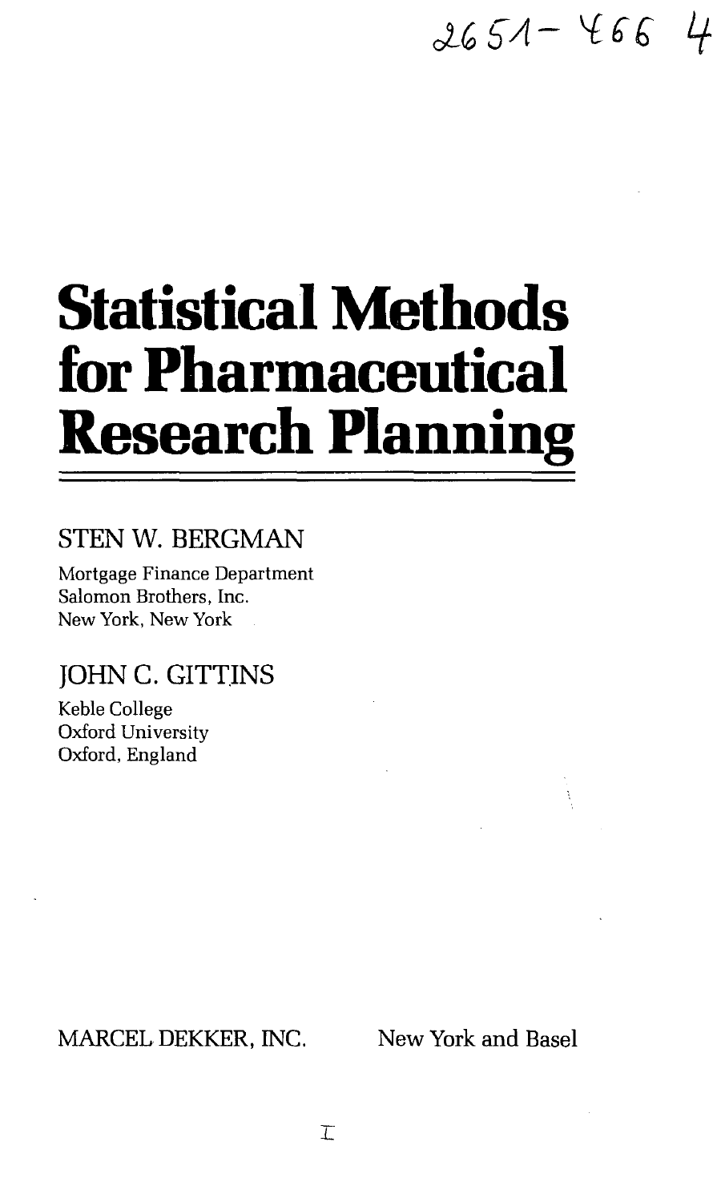2651-466 4

# Statistical Methods for Pharmaceutical Research Planning

STEN W. BERGMAN

Mortgage Finance Department
Salomon Brothers, Inc.
New York, New York

JOHN C. GITTINS

Keble College
Oxford University
Oxford, England

MARCEL DEKKER, INC. New York and Basel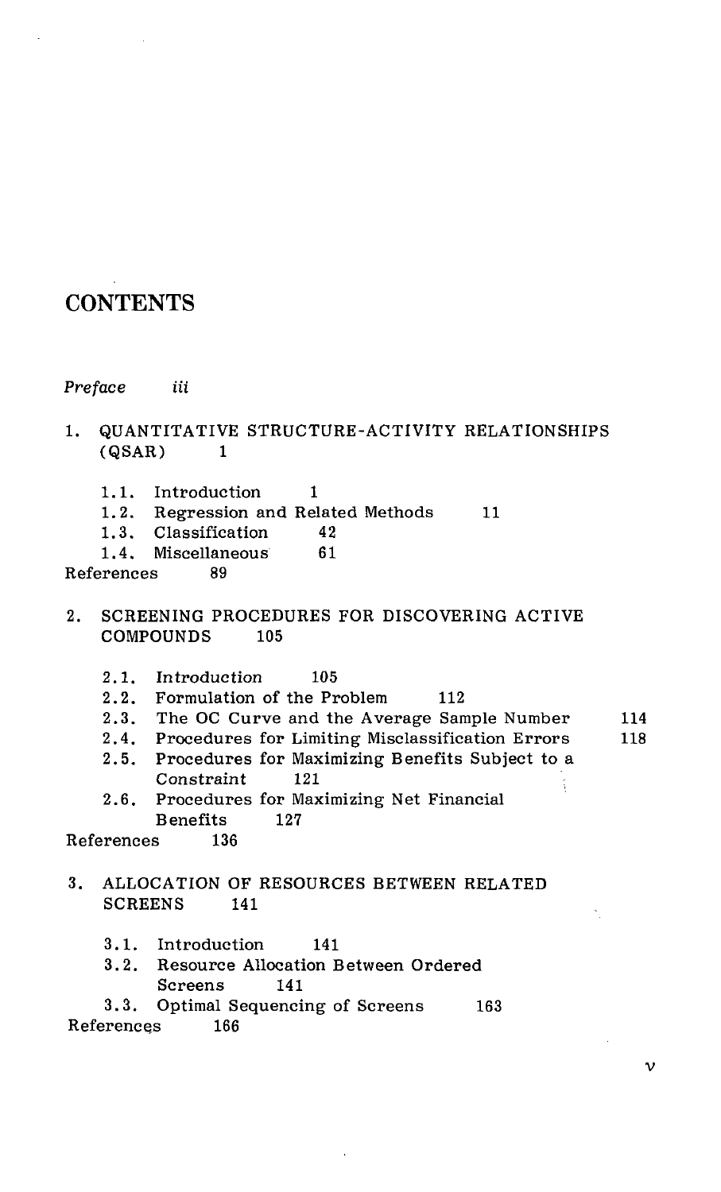# CONTENTS

*Preface* iii

1. QUANTITATIVE STRUCTURE-ACTIVITY RELATIONSHIPS (QSAR) 1

   1.1. Introduction 1

   1.2. Regression and Related Methods 11

   1.3. Classification 42

   1.4. Miscellaneous 61

References 89

2. SCREENING PROCEDURES FOR DISCOVERING ACTIVE COMPOUNDS 105

   2.1. Introduction 105

   2.2. Formulation of the Problem 112

   2.3. The OC Curve and the Average Sample Number 114

   2.4. Procedures for Limiting Misclassification Errors 118

   2.5. Procedures for Maximizing Benefits Subject to a Constraint 121

   2.6. Procedures for Maximizing Net Financial Benefits 127

References 136

3. ALLOCATION OF RESOURCES BETWEEN RELATED SCREENS 141

   3.1. Introduction 141

   3.2. Resource Allocation Between Ordered Screens 141

   3.3. Optimal Sequencing of Screens 163

References 166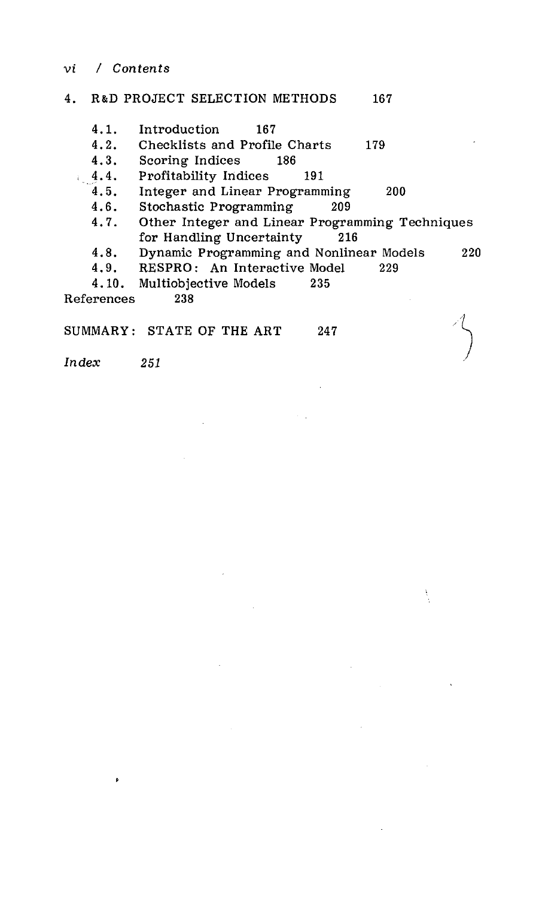4. R&D PROJECT SELECTION METHODS 167

- 4.1. Introduction 167
- 4.2. Checklists and Profile Charts 179
- 4.3. Scoring Indices 186
- 4.4. Profitability Indices 191
- 4.5. Integer and Linear Programming 200
- 4.6. Stochastic Programming 209
- 4.7. Other Integer and Linear Programming Techniques for Handling Uncertainty 216
- 4.8. Dynamic Programming and Nonlinear Models 220
- 4.9. RESPRO: An Interactive Model 229
- 4.10. Multiobjective Models 235

References 238

SUMMARY: STATE OF THE ART 247

*Index* *251*